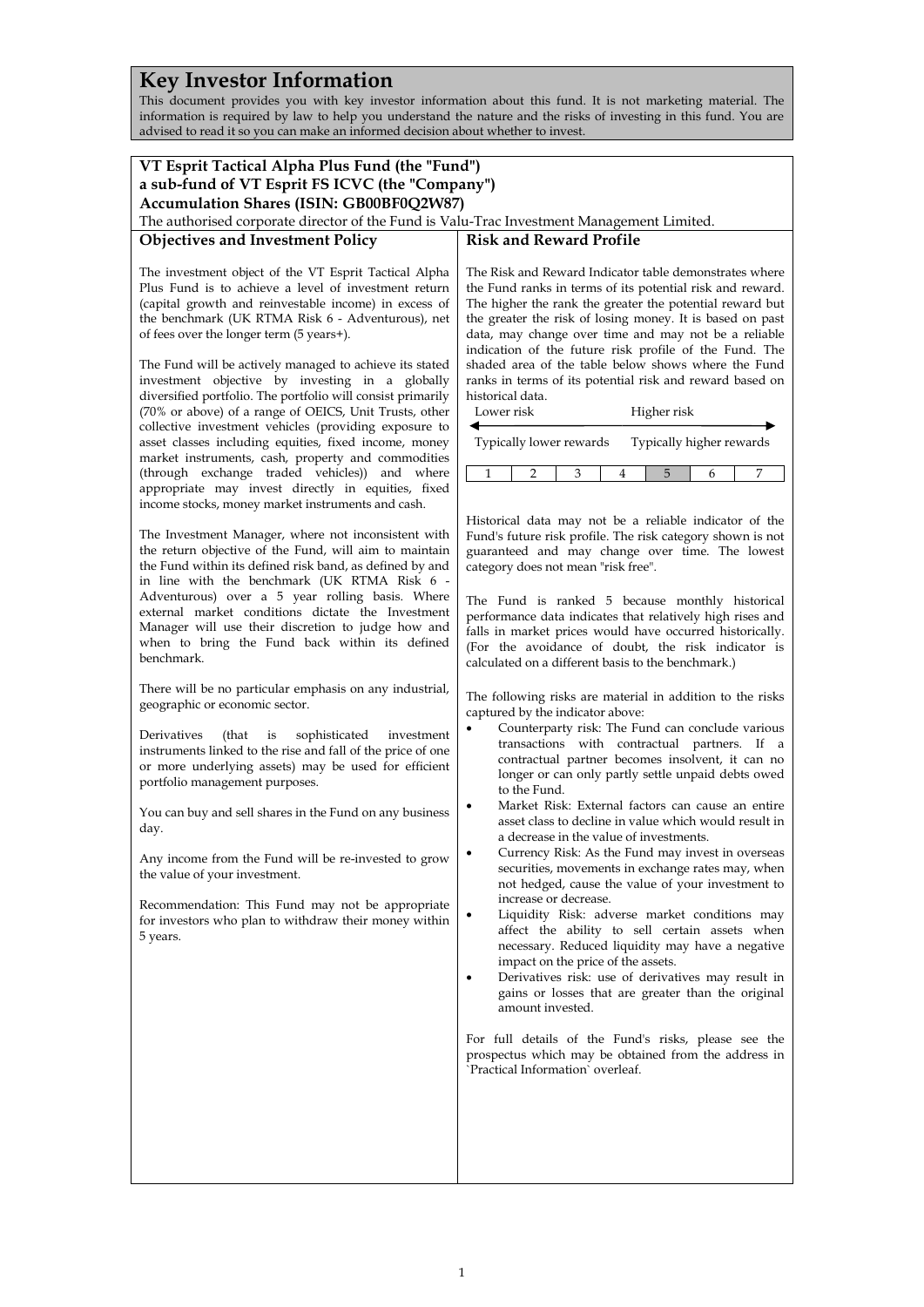# Key Investor Information

This document provides you with key investor information about this fund. It is not marketing material. The information is required by law to help you understand the nature and the risks of investing in this fund. You are advised to read it so you can make an informed decision about whether to invest.

**VT Esprit Tactical Alpha Plus Fund (the "Fund")**
**a sub-fund of VT Esprit FS ICVC (the "Company")**
**Accumulation Shares (ISIN: GB00BF0Q2W87)**

The authorised corporate director of the Fund is Valu-Trac Investment Management Limited.

## Objectives and Investment Policy

The investment object of the VT Esprit Tactical Alpha Plus Fund is to achieve a level of investment return (capital growth and reinvestable income) in excess of the benchmark (UK RTMA Risk 6 - Adventurous), net of fees over the longer term (5 years+).

The Fund will be actively managed to achieve its stated investment objective by investing in a globally diversified portfolio. The portfolio will consist primarily (70% or above) of a range of OEICS, Unit Trusts, other collective investment vehicles (providing exposure to asset classes including equities, fixed income, money market instruments, cash, property and commodities (through exchange traded vehicles)) and where appropriate may invest directly in equities, fixed income stocks, money market instruments and cash.

The Investment Manager, where not inconsistent with the return objective of the Fund, will aim to maintain the Fund within its defined risk band, as defined by and in line with the benchmark (UK RTMA Risk 6 - Adventurous) over a 5 year rolling basis. Where external market conditions dictate the Investment Manager will use their discretion to judge how and when to bring the Fund back within its defined benchmark.

There will be no particular emphasis on any industrial, geographic or economic sector.

Derivatives (that is sophisticated investment instruments linked to the rise and fall of the price of one or more underlying assets) may be used for efficient portfolio management purposes.

You can buy and sell shares in the Fund on any business day.

Any income from the Fund will be re-invested to grow the value of your investment.

Recommendation: This Fund may not be appropriate for investors who plan to withdraw their money within 5 years.

## Risk and Reward Profile

The Risk and Reward Indicator table demonstrates where the Fund ranks in terms of its potential risk and reward. The higher the rank the greater the potential reward but the greater the risk of losing money. It is based on past data, may change over time and may not be a reliable indication of the future risk profile of the Fund. The shaded area of the table below shows where the Fund ranks in terms of its potential risk and reward based on historical data.

Lower risk ← → Higher risk

Typically lower rewards — Typically higher rewards

| 1 | 2 | 3 | 4 | **5** | 6 | 7 |
|---|---|---|---|---|---|---|

Historical data may not be a reliable indicator of the Fund's future risk profile. The risk category shown is not guaranteed and may change over time. The lowest category does not mean "risk free".

The Fund is ranked 5 because monthly historical performance data indicates that relatively high rises and falls in market prices would have occurred historically. (For the avoidance of doubt, the risk indicator is calculated on a different basis to the benchmark.)

The following risks are material in addition to the risks captured by the indicator above:

- Counterparty risk: The Fund can conclude various transactions with contractual partners. If a contractual partner becomes insolvent, it can no longer or can only partly settle unpaid debts owed to the Fund.
- Market Risk: External factors can cause an entire asset class to decline in value which would result in a decrease in the value of investments.
- Currency Risk: As the Fund may invest in overseas securities, movements in exchange rates may, when not hedged, cause the value of your investment to increase or decrease.
- Liquidity Risk: adverse market conditions may affect the ability to sell certain assets when necessary. Reduced liquidity may have a negative impact on the price of the assets.
- Derivatives risk: use of derivatives may result in gains or losses that are greater than the original amount invested.

For full details of the Fund's risks, please see the prospectus which may be obtained from the address in `Practical Information` overleaf.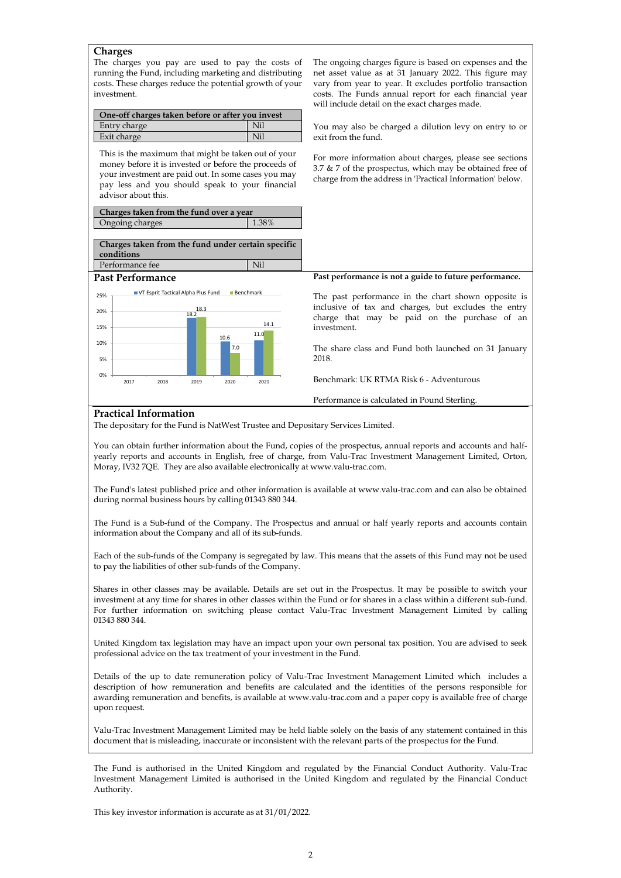## Charges

The charges you pay are used to pay the costs of running the Fund, including marketing and distributing costs. These charges reduce the potential growth of your investment.

| One-off charges taken before or after you invest | |
|---|---|
| Entry charge | Nil |
| Exit charge | Nil |

This is the maximum that might be taken out of your money before it is invested or before the proceeds of your investment are paid out. In some cases you may pay less and you should speak to your financial advisor about this.

| Charges taken from the fund over a year | |
|---|---|
| Ongoing charges | 1.38% |

| Charges taken from the fund under certain specific conditions | |
|---|---|
| Performance fee | Nil |

The ongoing charges figure is based on expenses and the net asset value as at 31 January 2022. This figure may vary from year to year. It excludes portfolio transaction costs. The Funds annual report for each financial year will include detail on the exact charges made.

You may also be charged a dilution levy on entry to or exit from the fund.

For more information about charges, please see sections 3.7 & 7 of the prospectus, which may be obtained free of charge from the address in 'Practical Information' below.

## Past Performance

VT Esprit Tactical Alpha Plus Fund
Benchmark

25%
20%
15%
10%
5%
0%

2017 2018 2019 2020 2021

18.2 18.3
10.6 7.0
11.0 14.1

**Past performance is not a guide to future performance.**

The past performance in the chart shown opposite is inclusive of tax and charges, but excludes the entry charge that may be paid on the purchase of an investment.

The share class and Fund both launched on 31 January 2018.

Benchmark: UK RTMA Risk 6 - Adventurous

Performance is calculated in Pound Sterling.

## Practical Information

The depositary for the Fund is NatWest Trustee and Depositary Services Limited.

You can obtain further information about the Fund, copies of the prospectus, annual reports and accounts and half-yearly reports and accounts in English, free of charge, from Valu-Trac Investment Management Limited, Orton, Moray, IV32 7QE. They are also available electronically at www.valu-trac.com.

The Fund's latest published price and other information is available at www.valu-trac.com and can also be obtained during normal business hours by calling 01343 880 344.

The Fund is a Sub-fund of the Company. The Prospectus and annual or half yearly reports and accounts contain information about the Company and all of its sub-funds.

Each of the sub-funds of the Company is segregated by law. This means that the assets of this Fund may not be used to pay the liabilities of other sub-funds of the Company.

Shares in other classes may be available. Details are set out in the Prospectus. It may be possible to switch your investment at any time for shares in other classes within the Fund or for shares in a class within a different sub-fund. For further information on switching please contact Valu-Trac Investment Management Limited by calling 01343 880 344.

United Kingdom tax legislation may have an impact upon your own personal tax position. You are advised to seek professional advice on the tax treatment of your investment in the Fund.

Details of the up to date remuneration policy of Valu-Trac Investment Management Limited which includes a description of how remuneration and benefits are calculated and the identities of the persons responsible for awarding remuneration and benefits, is available at www.valu-trac.com and a paper copy is available free of charge upon request.

Valu-Trac Investment Management Limited may be held liable solely on the basis of any statement contained in this document that is misleading, inaccurate or inconsistent with the relevant parts of the prospectus for the Fund.

The Fund is authorised in the United Kingdom and regulated by the Financial Conduct Authority. Valu-Trac Investment Management Limited is authorised in the United Kingdom and regulated by the Financial Conduct Authority.

This key investor information is accurate as at 31/01/2022.